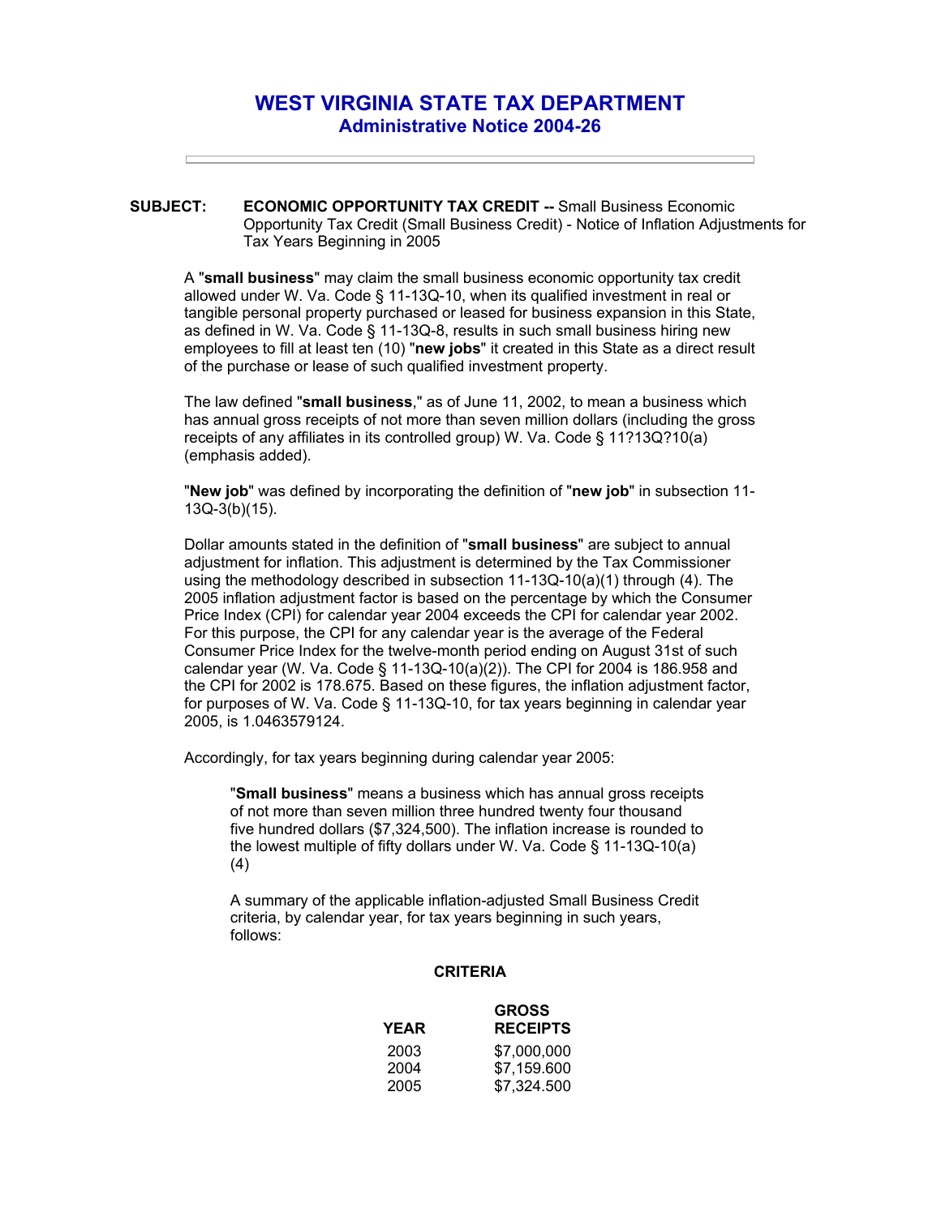# WEST VIRGINIA STATE TAX DEPARTMENT
## Administrative Notice 2004-26

---

**SUBJECT:** **ECONOMIC OPPORTUNITY TAX CREDIT --** Small Business Economic Opportunity Tax Credit (Small Business Credit) - Notice of Inflation Adjustments for Tax Years Beginning in 2005

A "**small business**" may claim the small business economic opportunity tax credit allowed under W. Va. Code § 11-13Q-10, when its qualified investment in real or tangible personal property purchased or leased for business expansion in this State, as defined in W. Va. Code § 11-13Q-8, results in such small business hiring new employees to fill at least ten (10) "**new jobs**" it created in this State as a direct result of the purchase or lease of such qualified investment property.

The law defined "**small business**," as of June 11, 2002, to mean a business which has annual gross receipts of not more than seven million dollars (including the gross receipts of any affiliates in its controlled group) W. Va. Code § 11?13Q?10(a) (emphasis added).

"**New job**" was defined by incorporating the definition of "**new job**" in subsection 11-13Q-3(b)(15).

Dollar amounts stated in the definition of "**small business**" are subject to annual adjustment for inflation. This adjustment is determined by the Tax Commissioner using the methodology described in subsection 11-13Q-10(a)(1) through (4). The 2005 inflation adjustment factor is based on the percentage by which the Consumer Price Index (CPI) for calendar year 2004 exceeds the CPI for calendar year 2002. For this purpose, the CPI for any calendar year is the average of the Federal Consumer Price Index for the twelve-month period ending on August 31st of such calendar year (W. Va. Code § 11-13Q-10(a)(2)). The CPI for 2004 is 186.958 and the CPI for 2002 is 178.675. Based on these figures, the inflation adjustment factor, for purposes of W. Va. Code § 11-13Q-10, for tax years beginning in calendar year 2005, is 1.0463579124.

Accordingly, for tax years beginning during calendar year 2005:

> "**Small business**" means a business which has annual gross receipts of not more than seven million three hundred twenty four thousand five hundred dollars ($7,324,500). The inflation increase is rounded to the lowest multiple of fifty dollars under W. Va. Code § 11-13Q-10(a)(4)
>
> A summary of the applicable inflation-adjusted Small Business Credit criteria, by calendar year, for tax years beginning in such years, follows:

**CRITERIA**

| YEAR | GROSS RECEIPTS |
|---|---|
| 2003 | $7,000,000 |
| 2004 | $7,159.600 |
| 2005 | $7,324.500 |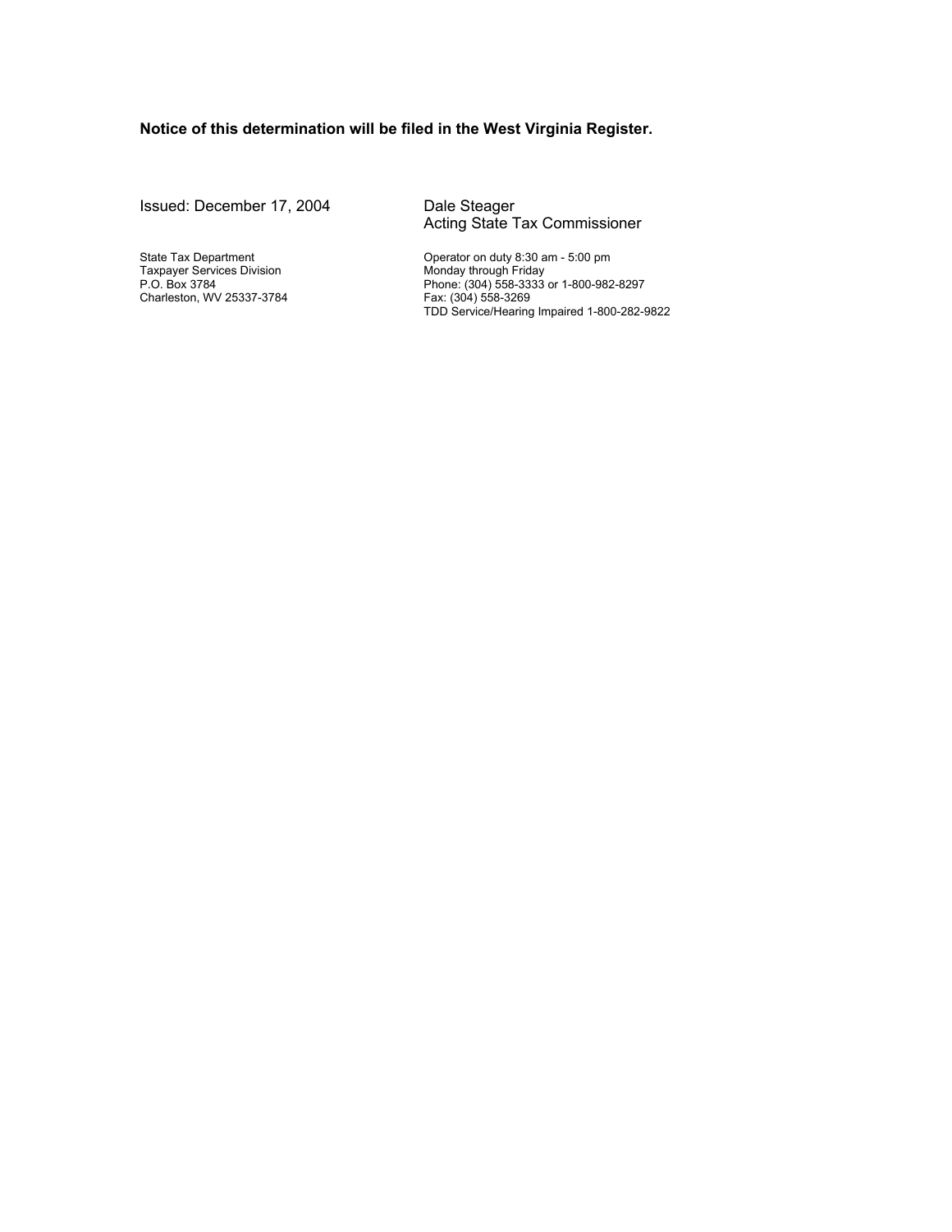**Notice of this determination will be filed in the West Virginia Register.**

Issued: December 17, 2004

Dale Steager
Acting State Tax Commissioner

State Tax Department
Taxpayer Services Division
P.O. Box 3784
Charleston, WV 25337-3784

Operator on duty 8:30 am - 5:00 pm
Monday through Friday
Phone: (304) 558-3333 or 1-800-982-8297
Fax: (304) 558-3269
TDD Service/Hearing Impaired 1-800-282-9822